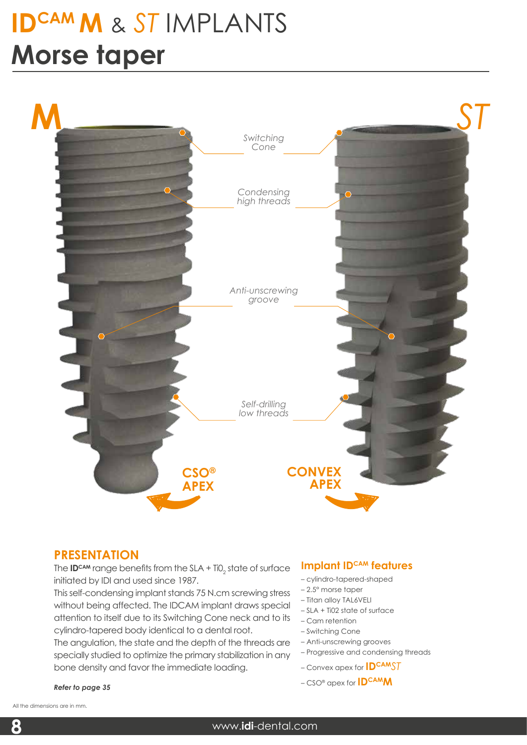# ID^CAM M & ST IMPLANTS

# Morse taper

M

ST

Switching Cone

Condensing high threads

Anti-unscrewing groove

Self-drilling low threads

CSO® APEX

CONVEX APEX

## PRESENTATION

The **ID**CAM range benefits from the SLA + $TiO_2$ state of surface initiated by IDI and used since 1987.

This self-condensing implant stands 75 N.cm screwing stress without being affected. The IDCAM implant draws special attention to itself due to its Switching Cone neck and to its cylindro-tapered body identical to a dental root.

The angulation, the state and the depth of the threads are specially studied to optimize the primary stabilization in any bone density and favor the immediate loading.

***Refer to page 35***

## Implant ID^CAM features

- cylindro-tapered-shaped
- 2.5° morse taper
- Titan alloy TAL6VELI
- SLA + Ti02 state of surface
- Cam retention
- Switching Cone
- Anti-unscrewing grooves
- Progressive and condensing threads
- Convex apex for **ID**CAM*ST*
- CSO® apex for **ID**CAM**M**

All the dimensions are in mm.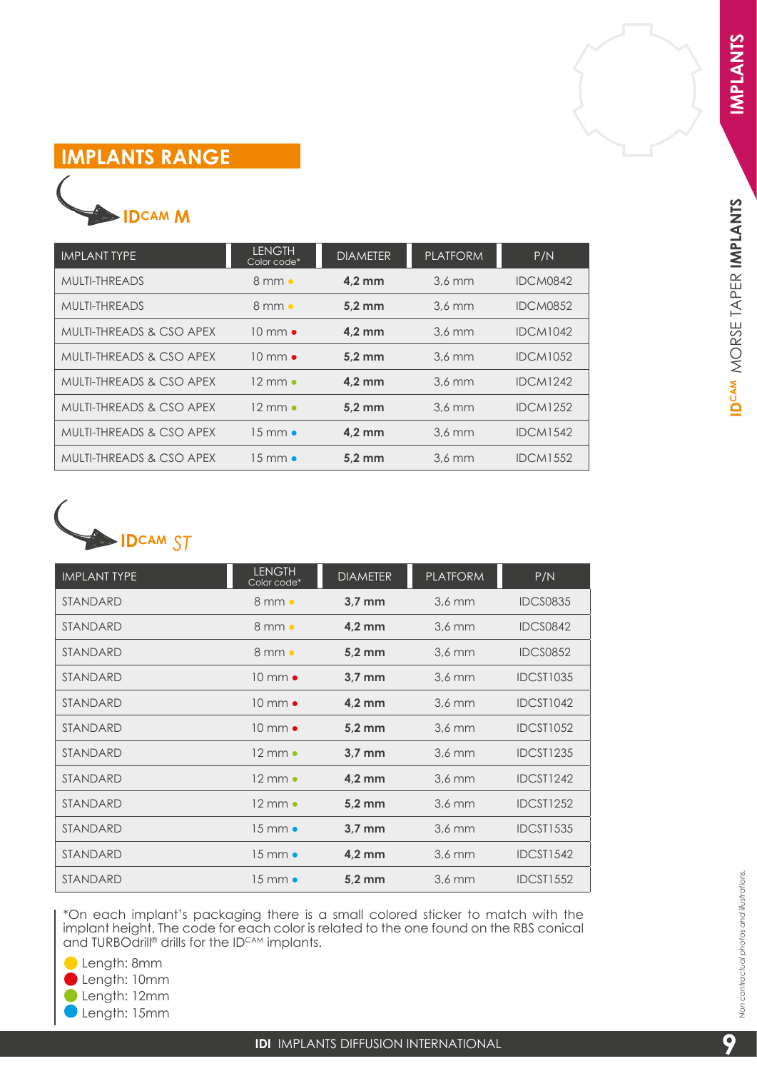## IMPLANTS RANGE

### IDCAM M

| IMPLANT TYPE | LENGTH Color code* | DIAMETER | PLATFORM | P/N |
|---|---|---|---|---|
| MULTI-THREADS | 8 mm ● | **4,2 mm** | 3,6 mm | IDCM0842 |
| MULTI-THREADS | 8 mm ● | **5,2 mm** | 3,6 mm | IDCM0852 |
| MULTI-THREADS & CSO APEX | 10 mm ● | **4,2 mm** | 3,6 mm | IDCM1042 |
| MULTI-THREADS & CSO APEX | 10 mm ● | **5,2 mm** | 3,6 mm | IDCM1052 |
| MULTI-THREADS & CSO APEX | 12 mm ● | **4,2 mm** | 3,6 mm | IDCM1242 |
| MULTI-THREADS & CSO APEX | 12 mm ● | **5,2 mm** | 3,6 mm | IDCM1252 |
| MULTI-THREADS & CSO APEX | 15 mm ● | **4,2 mm** | 3,6 mm | IDCM1542 |
| MULTI-THREADS & CSO APEX | 15 mm ● | **5,2 mm** | 3,6 mm | IDCM1552 |

### IDCAM ST

| IMPLANT TYPE | LENGTH Color code* | DIAMETER | PLATFORM | P/N |
|---|---|---|---|---|
| STANDARD | 8 mm ● | **3,7 mm** | 3,6 mm | IDCS0835 |
| STANDARD | 8 mm ● | **4,2 mm** | 3,6 mm | IDCS0842 |
| STANDARD | 8 mm ● | **5,2 mm** | 3,6 mm | IDCS0852 |
| STANDARD | 10 mm ● | **3,7 mm** | 3,6 mm | IDCST1035 |
| STANDARD | 10 mm ● | **4,2 mm** | 3,6 mm | IDCST1042 |
| STANDARD | 10 mm ● | **5,2 mm** | 3,6 mm | IDCST1052 |
| STANDARD | 12 mm ● | **3,7 mm** | 3,6 mm | IDCST1235 |
| STANDARD | 12 mm ● | **4,2 mm** | 3,6 mm | IDCST1242 |
| STANDARD | 12 mm ● | **5,2 mm** | 3,6 mm | IDCST1252 |
| STANDARD | 15 mm ● | **3,7 mm** | 3,6 mm | IDCST1535 |
| STANDARD | 15 mm ● | **4,2 mm** | 3,6 mm | IDCST1542 |
| STANDARD | 15 mm ● | **5,2 mm** | 3,6 mm | IDCST1552 |

*On each implant's packaging there is a small colored sticker to match with the implant height. The code for each color is related to the one found on the RBS conical and TURBOdrill® drills for the IDCAM implants.

- ● Length: 8mm (yellow)
- ● Length: 10mm (red)
- ● Length: 12mm (green)
- ● Length: 15mm (blue)

*Non contractual photos and illustrations.*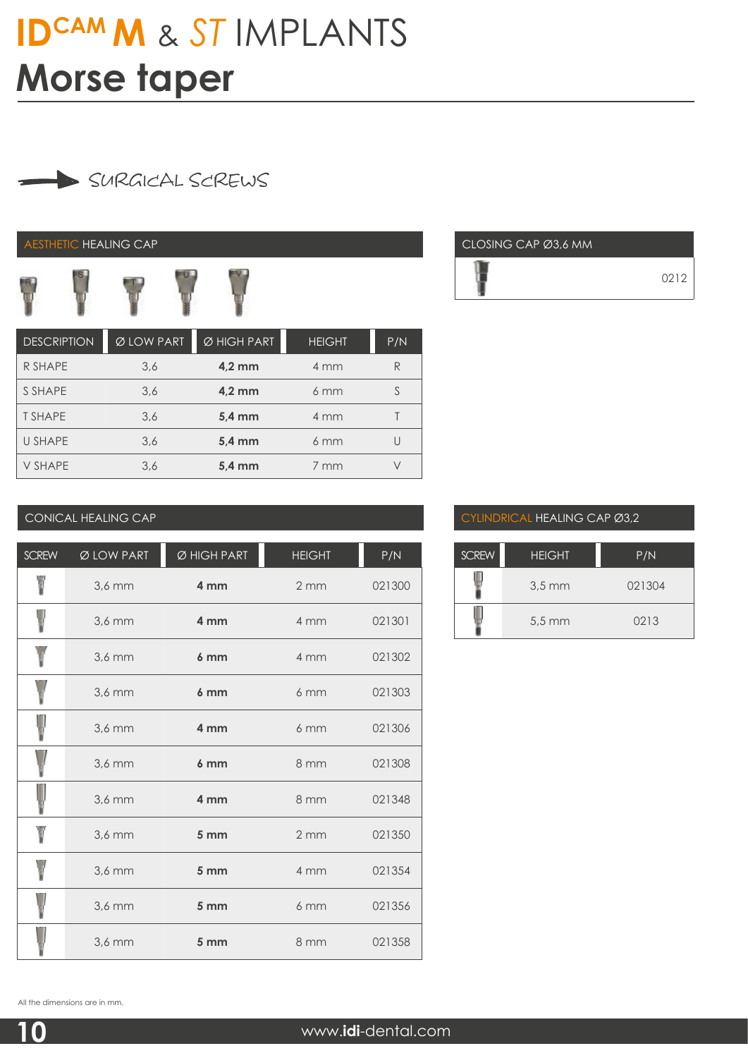# IDCAM M & ST IMPLANTS

# Morse taper

## SURGICAL SCREWS

### AESTHETIC HEALING CAP

| DESCRIPTION | Ø LOW PART | Ø HIGH PART | HEIGHT | P/N |
|---|---|---|---|---|
| R SHAPE | 3,6 | **4,2 mm** | 4 mm | R |
| S SHAPE | 3,6 | **4,2 mm** | 6 mm | S |
| T SHAPE | 3,6 | **5,4 mm** | 4 mm | T |
| U SHAPE | 3,6 | **5,4 mm** | 6 mm | U |
| V SHAPE | 3,6 | **5,4 mm** | 7 mm | V |

### CLOSING CAP Ø3,6 MM

| | P/N |
|---|---|
| | 0212 |

### CONICAL HEALING CAP

| SCREW | Ø LOW PART | Ø HIGH PART | HEIGHT | P/N |
|---|---|---|---|---|
| | 3,6 mm | **4 mm** | 2 mm | 021300 |
| | 3,6 mm | **4 mm** | 4 mm | 021301 |
| | 3,6 mm | **6 mm** | 4 mm | 021302 |
| | 3,6 mm | **6 mm** | 6 mm | 021303 |
| | 3,6 mm | **4 mm** | 6 mm | 021306 |
| | 3,6 mm | **6 mm** | 8 mm | 021308 |
| | 3,6 mm | **4 mm** | 8 mm | 021348 |
| | 3,6 mm | **5 mm** | 2 mm | 021350 |
| | 3,6 mm | **5 mm** | 4 mm | 021354 |
| | 3,6 mm | **5 mm** | 6 mm | 021356 |
| | 3,6 mm | **5 mm** | 8 mm | 021358 |

### CYLINDRICAL HEALING CAP Ø3,2

| SCREW | HEIGHT | P/N |
|---|---|---|
| | 3,5 mm | 021304 |
| | 5,5 mm | 0213 |

All the dimensions are in mm.

www.idi-dental.com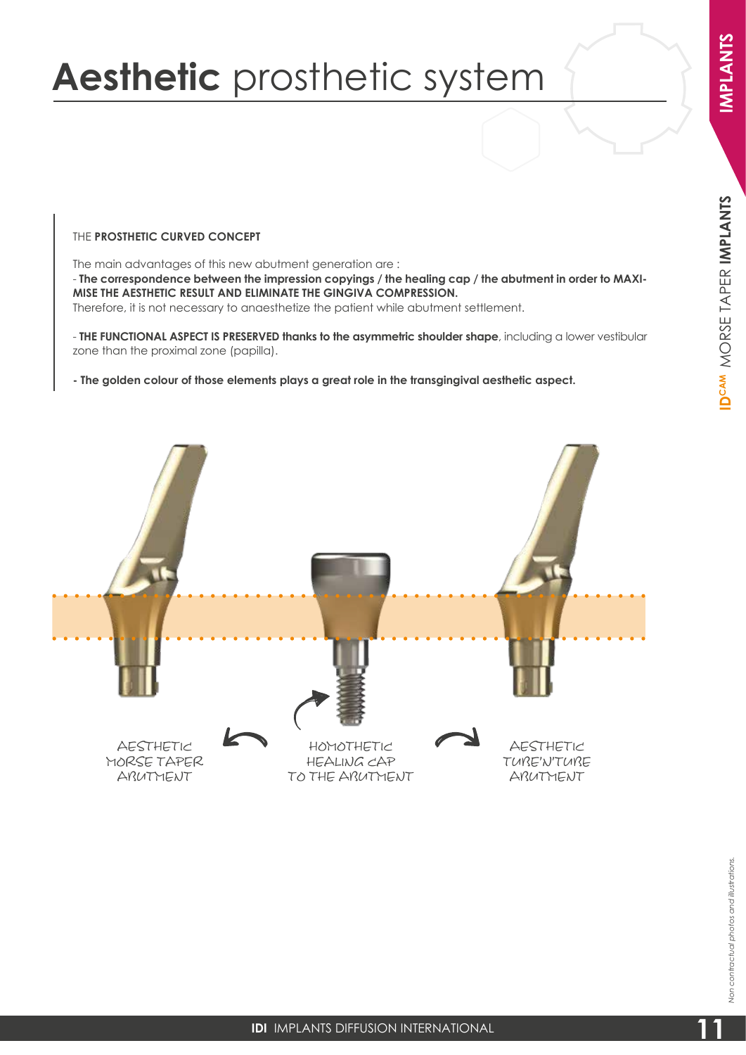# **Aesthetic** prosthetic system

THE **PROSTHETIC CURVED CONCEPT**

The main advantages of this new abutment generation are :

- **The correspondence between the impression copyings / the healing cap / the abutment in order to MAXIMISE THE AESTHETIC RESULT AND ELIMINATE THE GINGIVA COMPRESSION.**

Therefore, it is not necessary to anaesthetize the patient while abutment settlement.

- **THE FUNCTIONAL ASPECT IS PRESERVED thanks to the asymmetric shoulder shape**, including a lower vestibular zone than the proximal zone (papilla).

**- The golden colour of those elements plays a great role in the transgingival aesthetic aspect.**

AESTHETIC MORSE TAPER ABUTMENT

HOMOTHETIC HEALING CAP TO THE ABUTMENT

AESTHETIC TUBE'N'TUBE ABUTMENT

*Non contractual photos and illustrations.*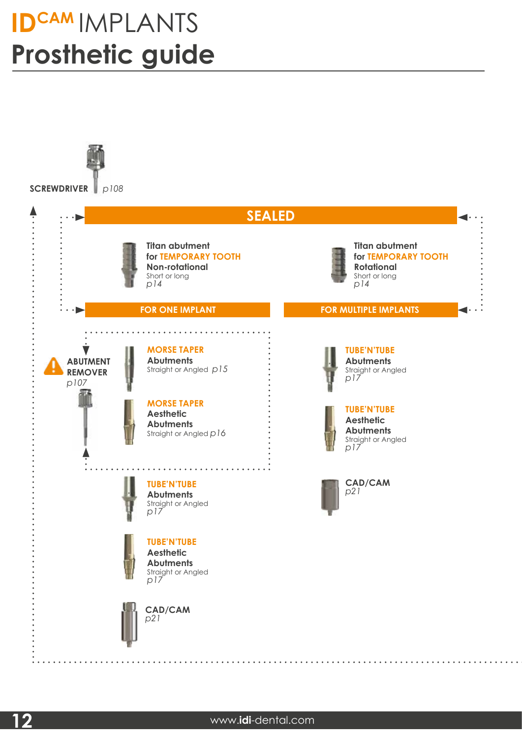# ID CAM IMPLANTS
## Prosthetic guide

**SCREWDRIVER** *p108*

### SEALED

**Titan abutment**
**for TEMPORARY TOOTH**
**Non-rotational**
Short or long
*p14*

**Titan abutment**
**for TEMPORARY TOOTH**
**Rotational**
Short or long
*p14*

### FOR ONE IMPLANT

**ABUTMENT REMOVER**
*p107*

**MORSE TAPER**
**Abutments**
Straight or Angled *p15*

**MORSE TAPER**
**Aesthetic Abutments**
Straight or Angled *p16*

**TUBE'N'TUBE**
**Abutments**
Straight or Angled
*p17*

**TUBE'N'TUBE**
**Aesthetic Abutments**
Straight or Angled
*p17*

**CAD/CAM**
*p21*

### FOR MULTIPLE IMPLANTS

**TUBE'N'TUBE**
**Abutments**
Straight or Angled
*p17*

**TUBE'N'TUBE**
**Aesthetic Abutments**
Straight or Angled
*p17*

**CAD/CAM**
*p21*

www.idi-dental.com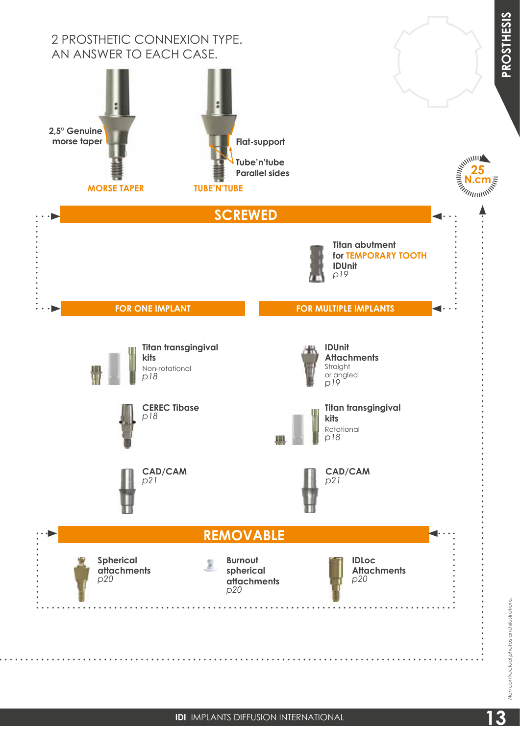# 2 PROSTHETIC CONNEXION TYPE. AN ANSWER TO EACH CASE.

**MORSE TAPER**
- 2,5° Genuine morse taper

**TUBE'N'TUBE**
- Flat-support
- Tube'n'tube Parallel sides

25 N.cm

## SCREWED

**Titan abutment for TEMPORARY TOOTH IDUnit**
*p19*

### FOR ONE IMPLANT

**Titan transgingival kits**
Non-rotational
*p18*

**CEREC Tibase**
*p18*

**CAD/CAM**
*p21*

### FOR MULTIPLE IMPLANTS

**IDUnit Attachments**
Straight or angled
*p19*

**Titan transgingival kits**
Rotational
*p18*

**CAD/CAM**
*p21*

## REMOVABLE

**Spherical attachments**
*p20*

**Burnout spherical attachments**
*p20*

**IDLoc Attachments**
*p20*

*Non contractual photos and illustrations.*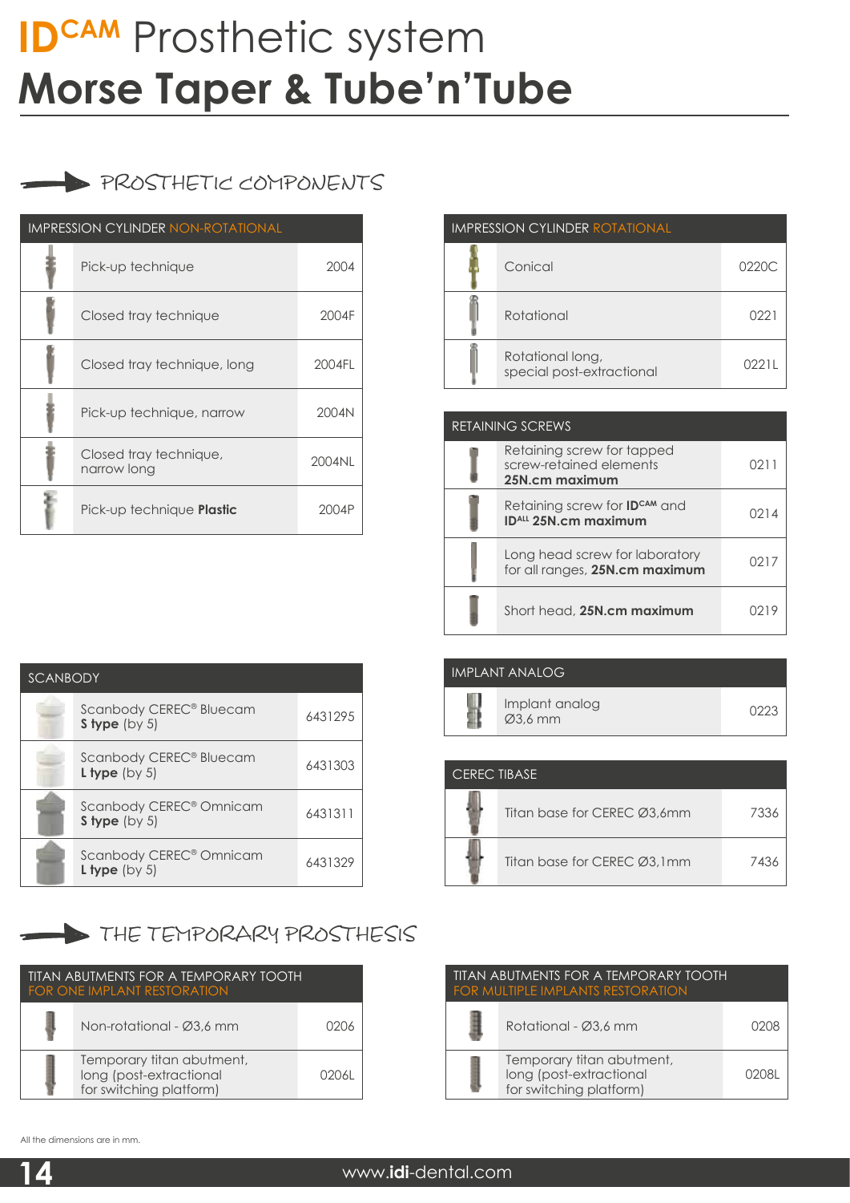# ID[CAM] Prosthetic system
# Morse Taper & Tube'n'Tube

## PROSTHETIC COMPONENTS

| IMPRESSION CYLINDER NON-ROTATIONAL | |
|---|---|
| Pick-up technique | 2004 |
| Closed tray technique | 2004F |
| Closed tray technique, long | 2004FL |
| Pick-up technique, narrow | 2004N |
| Closed tray technique, narrow long | 2004NL |
| Pick-up technique **Plastic** | 2004P |

| IMPRESSION CYLINDER ROTATIONAL | |
|---|---|
| Conical | 0220C |
| Rotational | 0221 |
| Rotational long, special post-extractional | 0221L |

| RETAINING SCREWS | |
|---|---|
| Retaining screw for tapped screw-retained elements **25N.cm maximum** | 0211 |
| Retaining screw for **ID[CAM]** and **ID[ALL] 25N.cm maximum** | 0214 |
| Long head screw for laboratory for all ranges, **25N.cm maximum** | 0217 |
| Short head, **25N.cm maximum** | 0219 |

| SCANBODY | |
|---|---|
| Scanbody CEREC® Bluecam **S type** (by 5) | 6431295 |
| Scanbody CEREC® Bluecam **L type** (by 5) | 6431303 |
| Scanbody CEREC® Omnicam **S type** (by 5) | 6431311 |
| Scanbody CEREC® Omnicam **L type** (by 5) | 6431329 |

| IMPLANT ANALOG | |
|---|---|
| Implant analog Ø3,6 mm | 0223 |

| CEREC TIBASE | |
|---|---|
| Titan base for CEREC Ø3,6mm | 7336 |
| Titan base for CEREC Ø3,1mm | 7436 |

## THE TEMPORARY PROSTHESIS

| TITAN ABUTMENTS FOR A TEMPORARY TOOTH FOR ONE IMPLANT RESTORATION | |
|---|---|
| Non-rotational - Ø3,6 mm | 0206 |
| Temporary titan abutment, long (post-extractional for switching platform) | 0206L |

| TITAN ABUTMENTS FOR A TEMPORARY TOOTH FOR MULTIPLE IMPLANTS RESTORATION | |
|---|---|
| Rotational - Ø3,6 mm | 0208 |
| Temporary titan abutment, long (post-extractional for switching platform) | 0208L |

All the dimensions are in mm.

www.**idi**-dental.com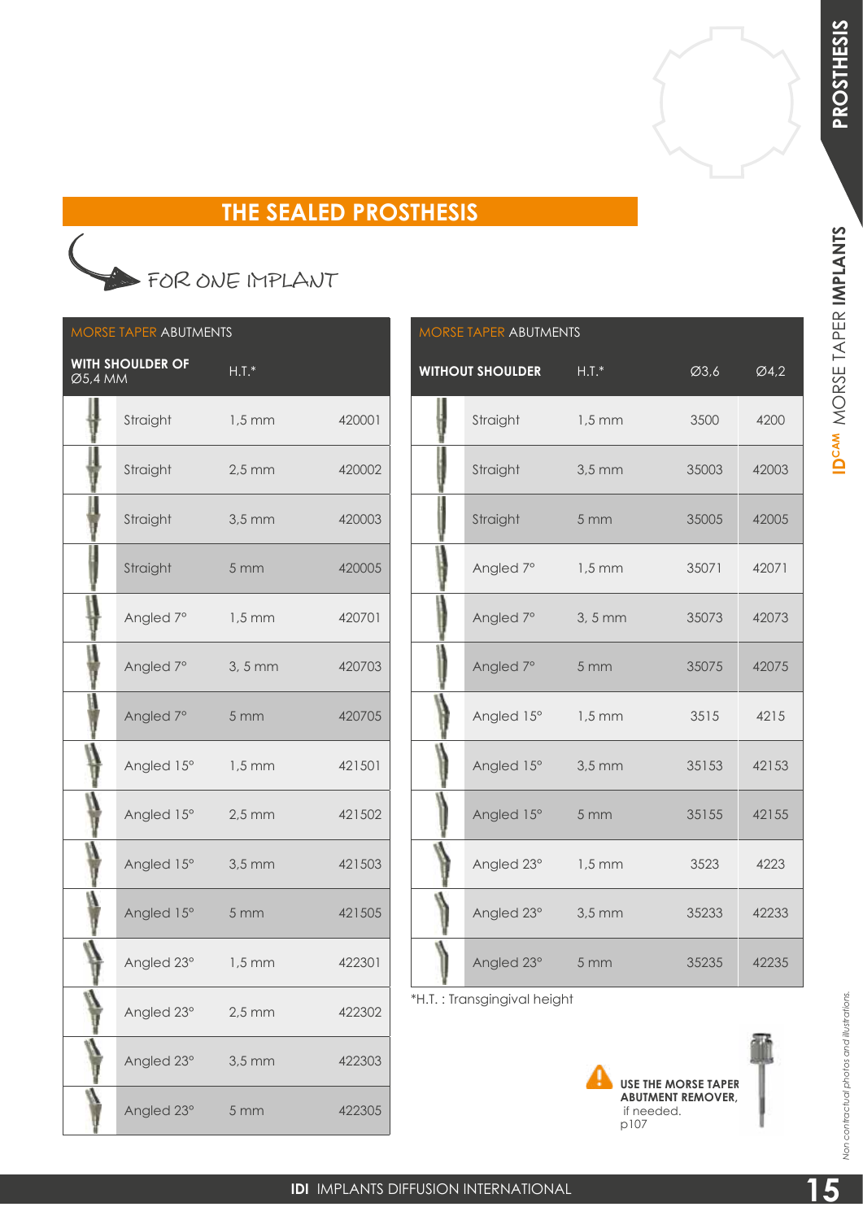## THE SEALED PROSTHESIS

### FOR ONE IMPLANT

| MORSE TAPER ABUTMENTS WITH SHOULDER OF Ø5,4 MM | H.T.* | |
|---|---|---|
| Straight | 1,5 mm | 420001 |
| Straight | 2,5 mm | 420002 |
| Straight | 3,5 mm | 420003 |
| Straight | 5 mm | 420005 |
| Angled 7° | 1,5 mm | 420701 |
| Angled 7° | 3, 5 mm | 420703 |
| Angled 7° | 5 mm | 420705 |
| Angled 15° | 1,5 mm | 421501 |
| Angled 15° | 2,5 mm | 421502 |
| Angled 15° | 3,5 mm | 421503 |
| Angled 15° | 5 mm | 421505 |
| Angled 23° | 1,5 mm | 422301 |
| Angled 23° | 2,5 mm | 422302 |
| Angled 23° | 3,5 mm | 422303 |
| Angled 23° | 5 mm | 422305 |

| MORSE TAPER ABUTMENTS WITHOUT SHOULDER | H.T.* | Ø3,6 | Ø4,2 |
|---|---|---|---|
| Straight | 1,5 mm | 3500 | 4200 |
| Straight | 3,5 mm | 35003 | 42003 |
| Straight | 5 mm | 35005 | 42005 |
| Angled 7° | 1,5 mm | 35071 | 42071 |
| Angled 7° | 3, 5 mm | 35073 | 42073 |
| Angled 7° | 5 mm | 35075 | 42075 |
| Angled 15° | 1,5 mm | 3515 | 4215 |
| Angled 15° | 3,5 mm | 35153 | 42153 |
| Angled 15° | 5 mm | 35155 | 42155 |
| Angled 23° | 1,5 mm | 3523 | 4223 |
| Angled 23° | 3,5 mm | 35233 | 42233 |
| Angled 23° | 5 mm | 35235 | 42235 |

*H.T. : Transgingival height

**USE THE MORSE TAPER ABUTMENT REMOVER,** if needed. p107

*Non contractual photos and illustrations.*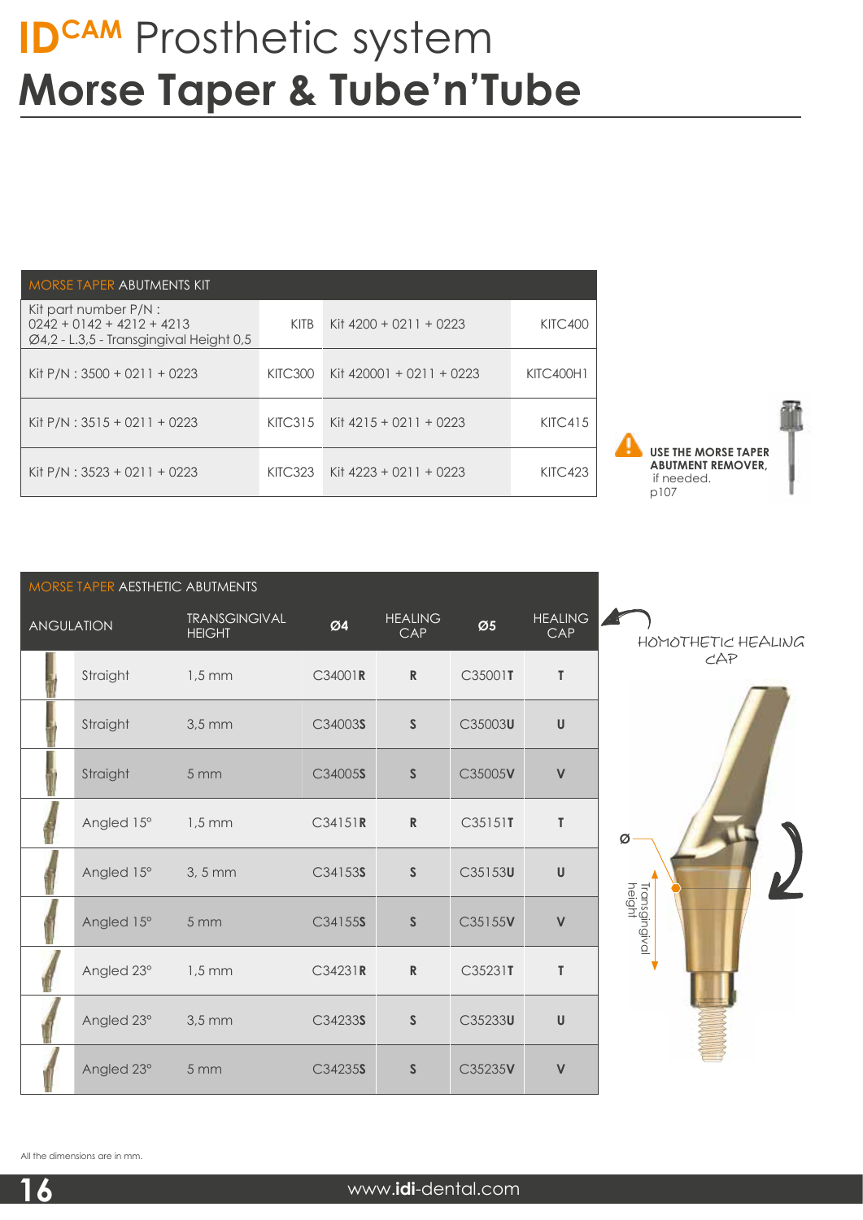# ID[CAM] Prosthetic system
# Morse Taper & Tube'n'Tube

| MORSE TAPER ABUTMENTS KIT | | | |
|---|---|---|---|
| Kit part number P/N : 0242 + 0142 + 4212 + 4213 Ø4,2 - L.3,5 - Transgingival Height 0,5 | KITB | Kit 4200 + 0211 + 0223 | KITC400 |
| Kit P/N : 3500 + 0211 + 0223 | KITC300 | Kit 420001 + 0211 + 0223 | KITC400H1 |
| Kit P/N : 3515 + 0211 + 0223 | KITC315 | Kit 4215 + 0211 + 0223 | KITC415 |
| Kit P/N : 3523 + 0211 + 0223 | KITC323 | Kit 4223 + 0211 + 0223 | KITC423 |

**USE THE MORSE TAPER ABUTMENT REMOVER,** if needed. p107

| MORSE TAPER AESTHETIC ABUTMENTS | | | | | |
|---|---|---|---|---|---|
| ANGULATION | TRANSGINGIVAL HEIGHT | Ø4 | HEALING CAP | Ø5 | HEALING CAP |
| Straight | 1,5 mm | C34001**R** | **R** | C35001**T** | **T** |
| Straight | 3,5 mm | C34003**S** | **S** | C35003**U** | **U** |
| Straight | 5 mm | C34005**S** | **S** | C35005**V** | **V** |
| Angled 15° | 1,5 mm | C34151**R** | **R** | C35151**T** | **T** |
| Angled 15° | 3, 5 mm | C34153**S** | **S** | C35153**U** | **U** |
| Angled 15° | 5 mm | C34155**S** | **S** | C35155**V** | **V** |
| Angled 23° | 1,5 mm | C34231**R** | **R** | C35231**T** | **T** |
| Angled 23° | 3,5 mm | C34233**S** | **S** | C35233**U** | **U** |
| Angled 23° | 5 mm | C34235**S** | **S** | C35235**V** | **V** |

HOMOTHETIC HEALING CAP

Ø

Transgingival height

All the dimensions are in mm.

www.idi-dental.com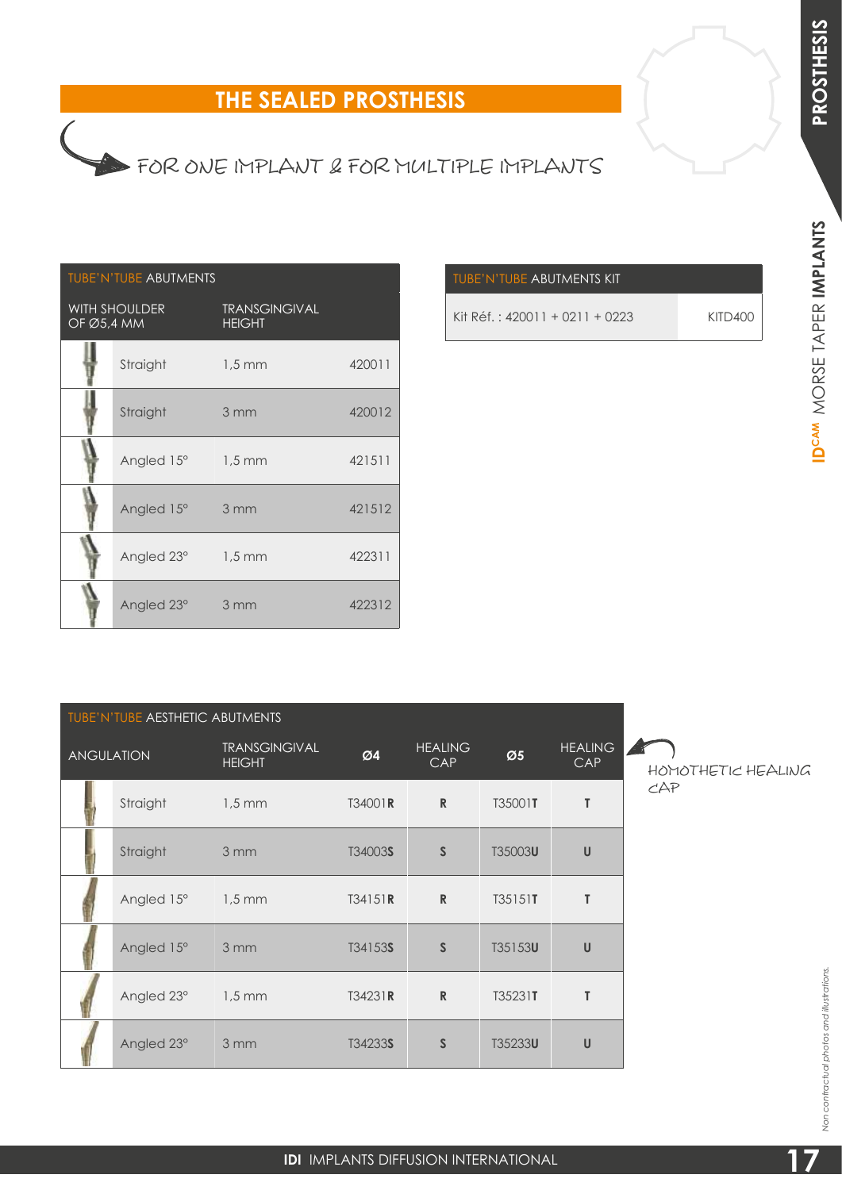# THE SEALED PROSTHESIS

FOR ONE IMPLANT & FOR MULTIPLE IMPLANTS

| TUBE'N'TUBE ABUTMENTS | | |
|---|---|---|
| WITH SHOULDER OF Ø5,4 MM | TRANSGINGIVAL HEIGHT | |
| Straight | 1,5 mm | 420011 |
| Straight | 3 mm | 420012 |
| Angled 15° | 1,5 mm | 421511 |
| Angled 15° | 3 mm | 421512 |
| Angled 23° | 1,5 mm | 422311 |
| Angled 23° | 3 mm | 422312 |

| TUBE'N'TUBE ABUTMENTS KIT | |
|---|---|
| Kit Réf. : 420011 + 0211 + 0223 | KITD400 |

| TUBE'N'TUBE AESTHETIC ABUTMENTS | | | | | |
|---|---|---|---|---|---|
| ANGULATION | TRANSGINGIVAL HEIGHT | Ø4 | HEALING CAP | Ø5 | HEALING CAP |
| Straight | 1,5 mm | T34001**R** | **R** | T35001**T** | **T** |
| Straight | 3 mm | T34003**S** | **S** | T35003**U** | **U** |
| Angled 15° | 1,5 mm | T34151**R** | **R** | T35151**T** | **T** |
| Angled 15° | 3 mm | T34153**S** | **S** | T35153**U** | **U** |
| Angled 23° | 1,5 mm | T34231**R** | **R** | T35231**T** | **T** |
| Angled 23° | 3 mm | T34233**S** | **S** | T35233**U** | **U** |

HOMOTHETIC HEALING CAP

*Non contractual photos and illustrations.*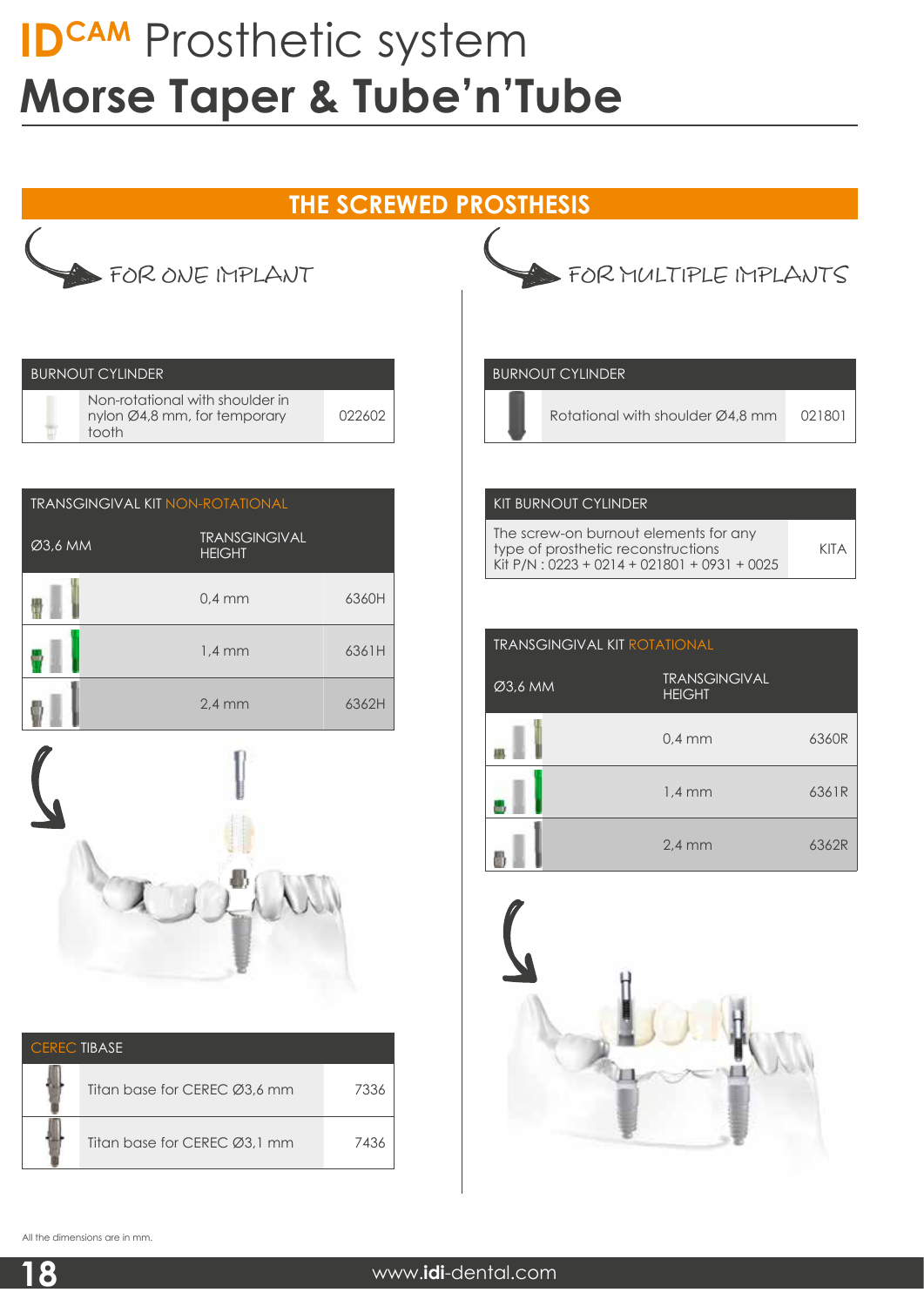# ID^CAM Prosthetic system
# Morse Taper & Tube'n'Tube

## THE SCREWED PROSTHESIS

### FOR ONE IMPLANT

| BURNOUT CYLINDER | |
|---|---|
| Non-rotational with shoulder in nylon Ø4,8 mm, for temporary tooth | 022602 |

| TRANSGINGIVAL KIT NON-ROTATIONAL | | |
|---|---|---|
| Ø3,6 MM | TRANSGINGIVAL HEIGHT | |
| | 0,4 mm | 6360H |
| | 1,4 mm | 6361H |
| | 2,4 mm | 6362H |

| CEREC TIBASE | |
|---|---|
| Titan base for CEREC Ø3,6 mm | 7336 |
| Titan base for CEREC Ø3,1 mm | 7436 |

### FOR MULTIPLE IMPLANTS

| BURNOUT CYLINDER | |
|---|---|
| Rotational with shoulder Ø4,8 mm | 021801 |

| KIT BURNOUT CYLINDER | |
|---|---|
| The screw-on burnout elements for any type of prosthetic reconstructions<br>Kit P/N : 0223 + 0214 + 021801 + 0931 + 0025 | KITA |

| TRANSGINGIVAL KIT ROTATIONAL | | |
|---|---|---|
| Ø3,6 MM | TRANSGINGIVAL HEIGHT | |
| | 0,4 mm | 6360R |
| | 1,4 mm | 6361R |
| | 2,4 mm | 6362R |

All the dimensions are in mm.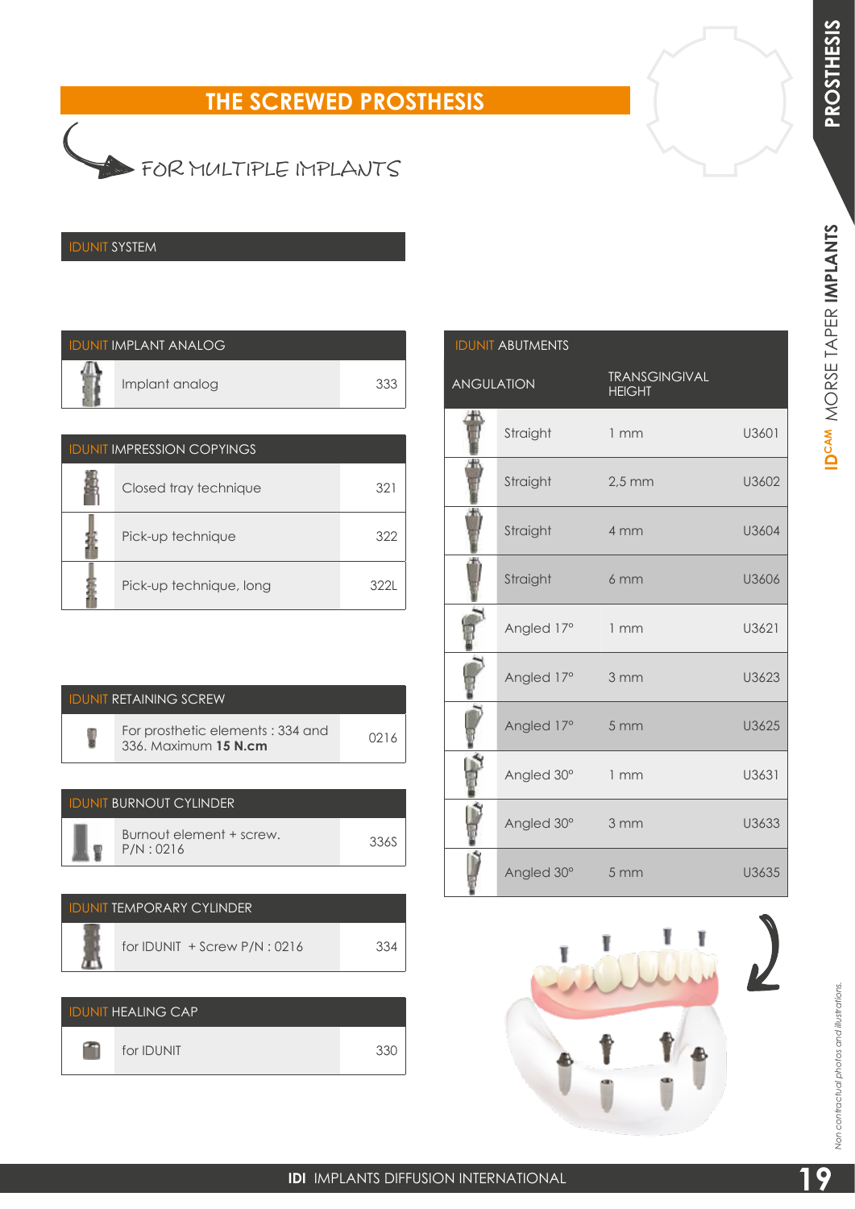# THE SCREWED PROSTHESIS

## FOR MULTIPLE IMPLANTS

### IDUNIT SYSTEM

| IDUNIT IMPLANT ANALOG | |
|---|---|
| Implant analog | 333 |

| IDUNIT IMPRESSION COPYINGS | |
|---|---|
| Closed tray technique | 321 |
| Pick-up technique | 322 |
| Pick-up technique, long | 322L |

| IDUNIT RETAINING SCREW | |
|---|---|
| For prosthetic elements : 334 and 336. Maximum **15 N.cm** | 0216 |

| IDUNIT BURNOUT CYLINDER | |
|---|---|
| Burnout element + screw. P/N : 0216 | 336S |

| IDUNIT TEMPORARY CYLINDER | |
|---|---|
| for IDUNIT + Screw P/N : 0216 | 334 |

| IDUNIT HEALING CAP | |
|---|---|
| for IDUNIT | 330 |

| IDUNIT ABUTMENTS | | |
|---|---|---|
| ANGULATION | TRANSGINGIVAL HEIGHT | |
| Straight | 1 mm | U3601 |
| Straight | 2,5 mm | U3602 |
| Straight | 4 mm | U3604 |
| Straight | 6 mm | U3606 |
| Angled 17° | 1 mm | U3621 |
| Angled 17° | 3 mm | U3623 |
| Angled 17° | 5 mm | U3625 |
| Angled 30° | 1 mm | U3631 |
| Angled 30° | 3 mm | U3633 |
| Angled 30° | 5 mm | U3635 |

*Non contractual photos and illustrations.*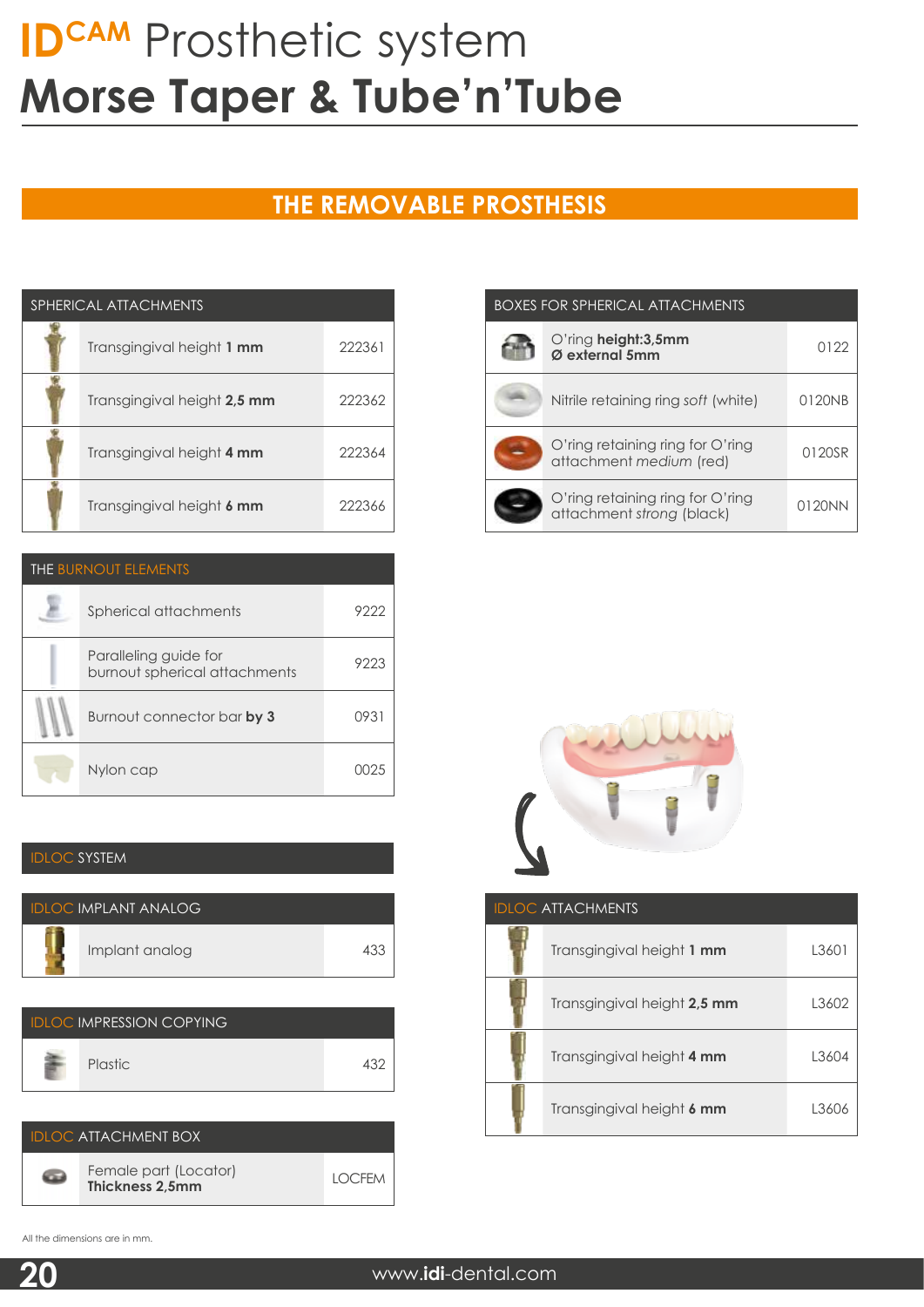# IDCAM Prosthetic system

# Morse Taper & Tube'n'Tube

## THE REMOVABLE PROSTHESIS

| SPHERICAL ATTACHMENTS | |
|---|---|
| Transgingival height **1 mm** | 222361 |
| Transgingival height **2,5 mm** | 222362 |
| Transgingival height **4 mm** | 222364 |
| Transgingival height **6 mm** | 222366 |

| THE BURNOUT ELEMENTS | |
|---|---|
| Spherical attachments | 9222 |
| Paralleling guide for burnout spherical attachments | 9223 |
| Burnout connector bar **by 3** | 0931 |
| Nylon cap | 0025 |

| BOXES FOR SPHERICAL ATTACHMENTS | |
|---|---|
| O'ring **height:3,5mm** **Ø external 5mm** | 0122 |
| Nitrile retaining ring *soft* (white) | 0120NB |
| O'ring retaining ring for O'ring attachment *medium* (red) | 0120SR |
| O'ring retaining ring for O'ring attachment *strong* (black) | 0120NN |

### IDLOC SYSTEM

| IDLOC IMPLANT ANALOG | |
|---|---|
| Implant analog | 433 |

| IDLOC IMPRESSION COPYING | |
|---|---|
| Plastic | 432 |

| IDLOC ATTACHMENT BOX | |
|---|---|
| Female part (Locator) **Thickness 2,5mm** | LOCFEM |

| IDLOC ATTACHMENTS | |
|---|---|
| Transgingival height **1 mm** | L3601 |
| Transgingival height **2,5 mm** | L3602 |
| Transgingival height **4 mm** | L3604 |
| Transgingival height **6 mm** | L3606 |

All the dimensions are in mm.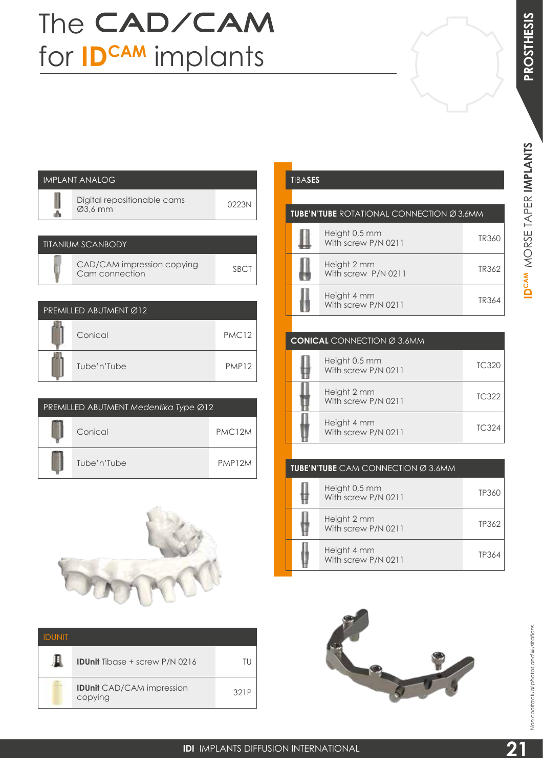# The CAD/CAM for IDCAM implants

PROSTHESIS

IDCAM MORSE TAPER IMPLANTS

| IMPLANT ANALOG | |
|---|---|
| Digital repositionable cams Ø3,6 mm | 0223N |

| TITANIUM SCANBODY | |
|---|---|
| CAD/CAM impression copying Cam connection | SBCT |

| PREMILLED ABUTMENT Ø12 | |
|---|---|
| Conical | PMC12 |
| Tube'n'Tube | PMP12 |

| PREMILLED ABUTMENT *Medentika Type* Ø12 | |
|---|---|
| Conical | PMC12M |
| Tube'n'Tube | PMP12M |

| IDUNIT | |
|---|---|
| **IDUnit** Tibase + screw P/N 0216 | TU |
| **IDUnit** CAD/CAM impression copying | 321P |

## TIBASES

| **TUBE'N'TUBE** ROTATIONAL CONNECTION Ø 3.6MM | |
|---|---|
| Height 0,5 mm With screw P/N 0211 | TR360 |
| Height 2 mm With screw P/N 0211 | TR362 |
| Height 4 mm With screw P/N 0211 | TR364 |

| **CONICAL** CONNECTION Ø 3.6MM | |
|---|---|
| Height 0,5 mm With screw P/N 0211 | TC320 |
| Height 2 mm With screw P/N 0211 | TC322 |
| Height 4 mm With screw P/N 0211 | TC324 |

| **TUBE'N'TUBE** CAM CONNECTION Ø 3.6MM | |
|---|---|
| Height 0,5 mm With screw P/N 0211 | TP360 |
| Height 2 mm With screw P/N 0211 | TP362 |
| Height 4 mm With screw P/N 0211 | TP364 |

*Non contractual photos and illustrations.*

**IDI** IMPLANTS DIFFUSION INTERNATIONAL